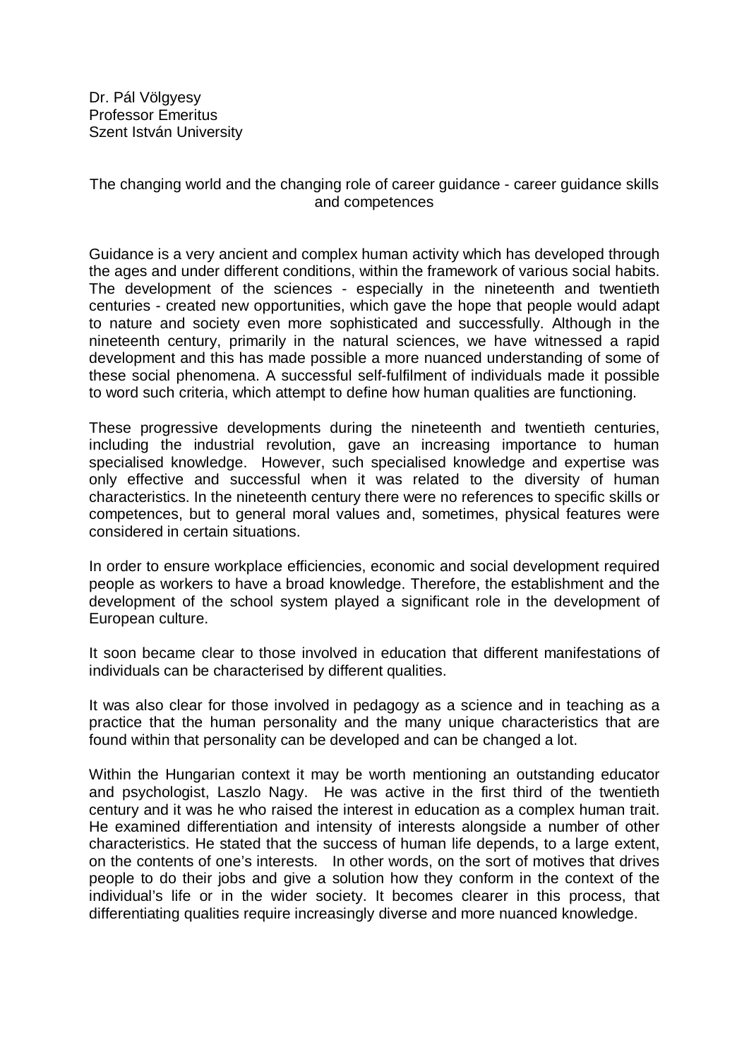Dr. Pál Völgyesy
Professor Emeritus
Szent István University

# The changing world and the changing role of career guidance - career guidance skills and competences

Guidance is a very ancient and complex human activity which has developed through the ages and under different conditions, within the framework of various social habits. The development of the sciences - especially in the nineteenth and twentieth centuries - created new opportunities, which gave the hope that people would adapt to nature and society even more sophisticated and successfully. Although in the nineteenth century, primarily in the natural sciences, we have witnessed a rapid development and this has made possible a more nuanced understanding of some of these social phenomena. A successful self-fulfilment of individuals made it possible to word such criteria, which attempt to define how human qualities are functioning.

These progressive developments during the nineteenth and twentieth centuries, including the industrial revolution, gave an increasing importance to human specialised knowledge. However, such specialised knowledge and expertise was only effective and successful when it was related to the diversity of human characteristics. In the nineteenth century there were no references to specific skills or competences, but to general moral values and, sometimes, physical features were considered in certain situations.

In order to ensure workplace efficiencies, economic and social development required people as workers to have a broad knowledge. Therefore, the establishment and the development of the school system played a significant role in the development of European culture.

It soon became clear to those involved in education that different manifestations of individuals can be characterised by different qualities.

It was also clear for those involved in pedagogy as a science and in teaching as a practice that the human personality and the many unique characteristics that are found within that personality can be developed and can be changed a lot.

Within the Hungarian context it may be worth mentioning an outstanding educator and psychologist, Laszlo Nagy. He was active in the first third of the twentieth century and it was he who raised the interest in education as a complex human trait. He examined differentiation and intensity of interests alongside a number of other characteristics. He stated that the success of human life depends, to a large extent, on the contents of one's interests. In other words, on the sort of motives that drives people to do their jobs and give a solution how they conform in the context of the individual's life or in the wider society. It becomes clearer in this process, that differentiating qualities require increasingly diverse and more nuanced knowledge.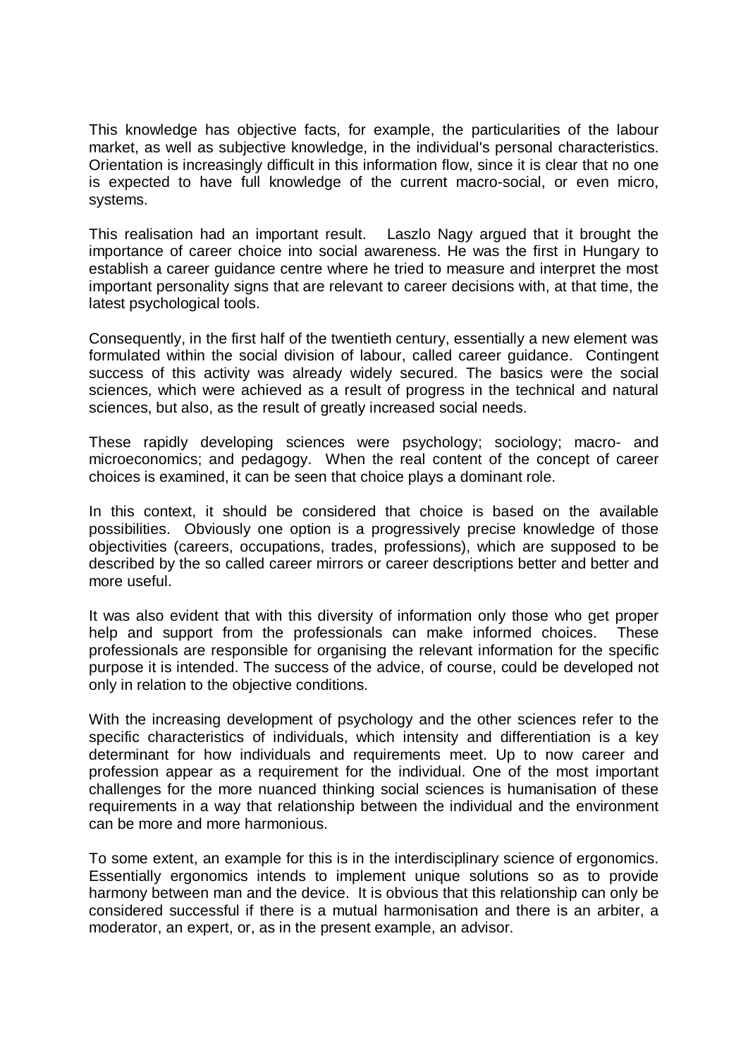This knowledge has objective facts, for example, the particularities of the labour market, as well as subjective knowledge, in the individual's personal characteristics. Orientation is increasingly difficult in this information flow, since it is clear that no one is expected to have full knowledge of the current macro-social, or even micro, systems.

This realisation had an important result. Laszlo Nagy argued that it brought the importance of career choice into social awareness. He was the first in Hungary to establish a career guidance centre where he tried to measure and interpret the most important personality signs that are relevant to career decisions with, at that time, the latest psychological tools.

Consequently, in the first half of the twentieth century, essentially a new element was formulated within the social division of labour, called career guidance. Contingent success of this activity was already widely secured. The basics were the social sciences, which were achieved as a result of progress in the technical and natural sciences, but also, as the result of greatly increased social needs.

These rapidly developing sciences were psychology; sociology; macro- and microeconomics; and pedagogy. When the real content of the concept of career choices is examined, it can be seen that choice plays a dominant role.

In this context, it should be considered that choice is based on the available possibilities. Obviously one option is a progressively precise knowledge of those objectivities (careers, occupations, trades, professions), which are supposed to be described by the so called career mirrors or career descriptions better and better and more useful.

It was also evident that with this diversity of information only those who get proper help and support from the professionals can make informed choices. These professionals are responsible for organising the relevant information for the specific purpose it is intended. The success of the advice, of course, could be developed not only in relation to the objective conditions.

With the increasing development of psychology and the other sciences refer to the specific characteristics of individuals, which intensity and differentiation is a key determinant for how individuals and requirements meet. Up to now career and profession appear as a requirement for the individual. One of the most important challenges for the more nuanced thinking social sciences is humanisation of these requirements in a way that relationship between the individual and the environment can be more and more harmonious.

To some extent, an example for this is in the interdisciplinary science of ergonomics. Essentially ergonomics intends to implement unique solutions so as to provide harmony between man and the device. It is obvious that this relationship can only be considered successful if there is a mutual harmonisation and there is an arbiter, a moderator, an expert, or, as in the present example, an advisor.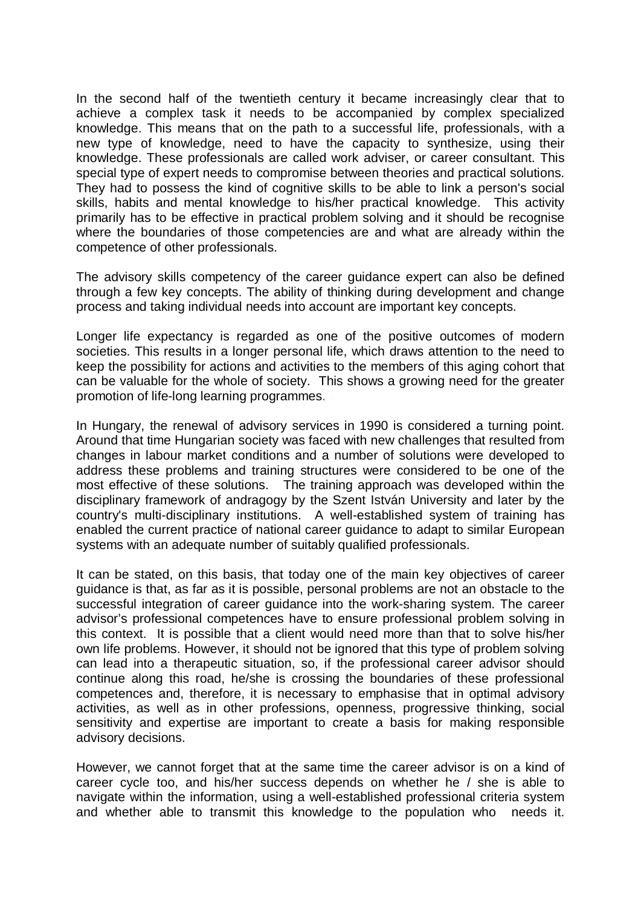In the second half of the twentieth century it became increasingly clear that to achieve a complex task it needs to be accompanied by complex specialized knowledge. This means that on the path to a successful life, professionals, with a new type of knowledge, need to have the capacity to synthesize, using their knowledge. These professionals are called work adviser, or career consultant. This special type of expert needs to compromise between theories and practical solutions. They had to possess the kind of cognitive skills to be able to link a person's social skills, habits and mental knowledge to his/her practical knowledge. This activity primarily has to be effective in practical problem solving and it should be recognise where the boundaries of those competencies are and what are already within the competence of other professionals.

The advisory skills competency of the career guidance expert can also be defined through a few key concepts. The ability of thinking during development and change process and taking individual needs into account are important key concepts.

Longer life expectancy is regarded as one of the positive outcomes of modern societies. This results in a longer personal life, which draws attention to the need to keep the possibility for actions and activities to the members of this aging cohort that can be valuable for the whole of society. This shows a growing need for the greater promotion of life-long learning programmes.

In Hungary, the renewal of advisory services in 1990 is considered a turning point. Around that time Hungarian society was faced with new challenges that resulted from changes in labour market conditions and a number of solutions were developed to address these problems and training structures were considered to be one of the most effective of these solutions. The training approach was developed within the disciplinary framework of andragogy by the Szent István University and later by the country's multi-disciplinary institutions. A well-established system of training has enabled the current practice of national career guidance to adapt to similar European systems with an adequate number of suitably qualified professionals.

It can be stated, on this basis, that today one of the main key objectives of career guidance is that, as far as it is possible, personal problems are not an obstacle to the successful integration of career guidance into the work-sharing system. The career advisor's professional competences have to ensure professional problem solving in this context. It is possible that a client would need more than that to solve his/her own life problems. However, it should not be ignored that this type of problem solving can lead into a therapeutic situation, so, if the professional career advisor should continue along this road, he/she is crossing the boundaries of these professional competences and, therefore, it is necessary to emphasise that in optimal advisory activities, as well as in other professions, openness, progressive thinking, social sensitivity and expertise are important to create a basis for making responsible advisory decisions.

However, we cannot forget that at the same time the career advisor is on a kind of career cycle too, and his/her success depends on whether he / she is able to navigate within the information, using a well-established professional criteria system and whether able to transmit this knowledge to the population who needs it.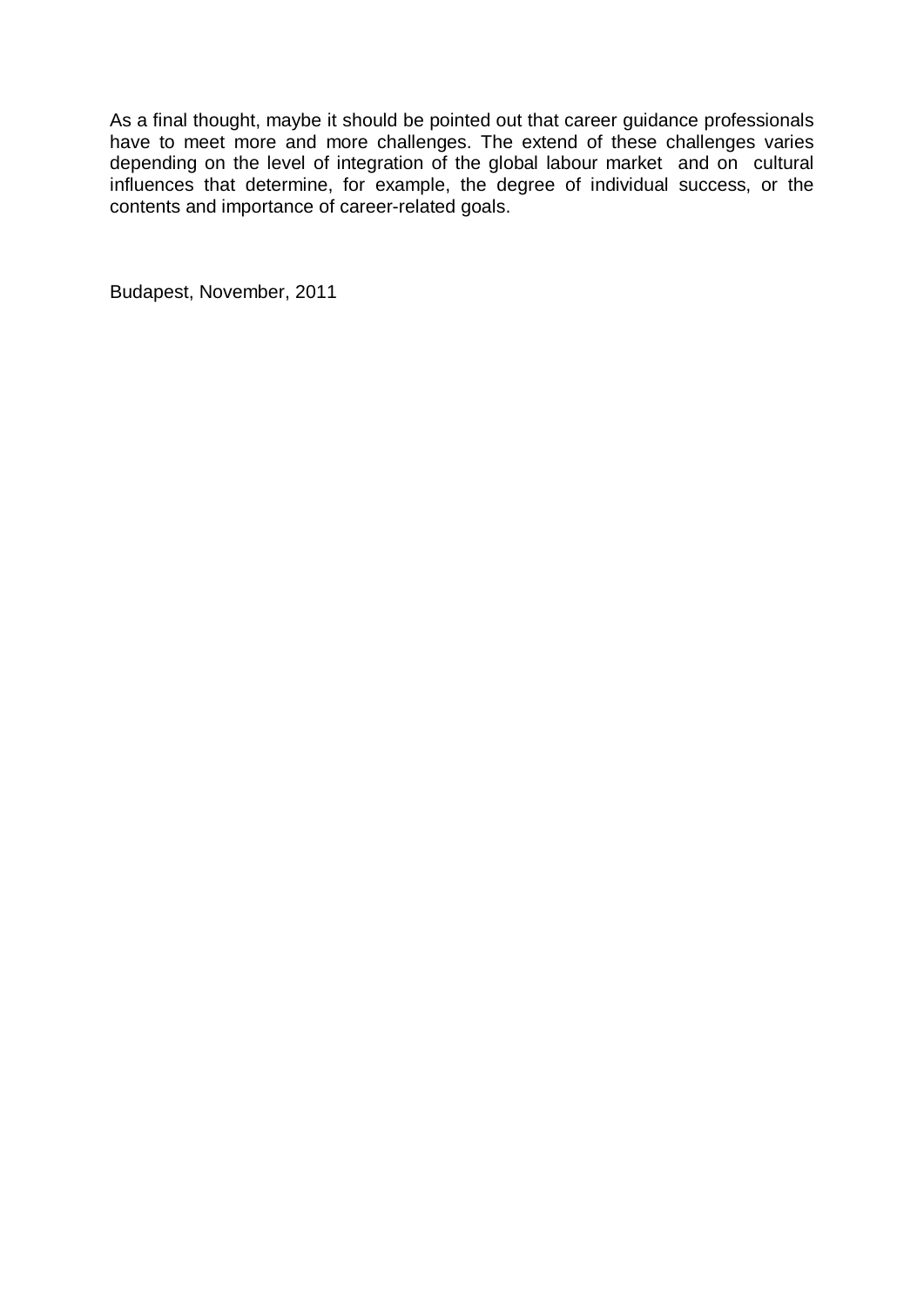As a final thought, maybe it should be pointed out that career guidance professionals have to meet more and more challenges. The extend of these challenges varies depending on the level of integration of the global labour market and on cultural influences that determine, for example, the degree of individual success, or the contents and importance of career-related goals.

Budapest, November, 2011